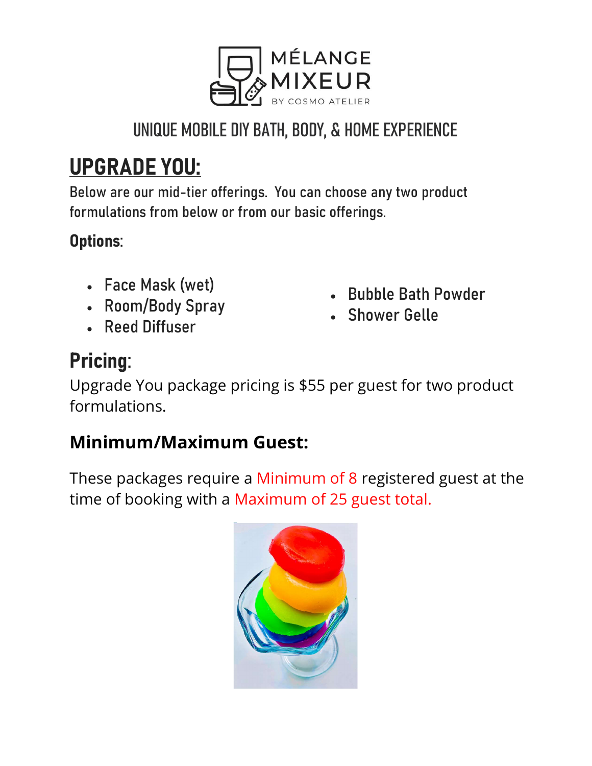MÉLANGE MIXEUR

BY COSMO ATELIER

## UNIQUE MOBILE DIY BATH, BODY, & HOME EXPERIENCE

# UPGRADE YOU:

Below are our mid-tier offerings. You can choose any two product formulations from below or from our basic offerings.

### Options:

- Face Mask (wet)
- Room/Body Spray
- Reed Diffuser
- Bubble Bath Powder
- Shower Gelle

## Pricing:

Upgrade You package pricing is $55 per guest for two product formulations.

### Minimum/Maximum Guest:

These packages require a Minimum of 8 registered guest at the time of booking with a Maximum of 25 guest total.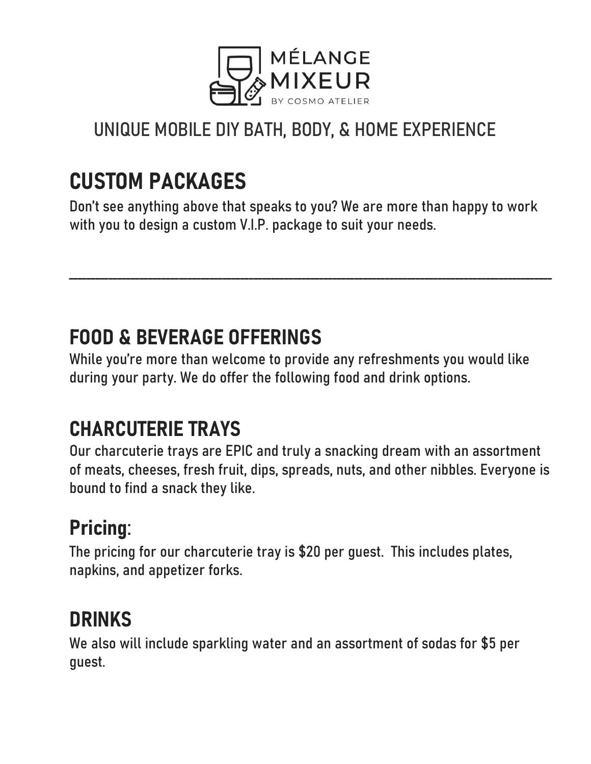MÉLANGE MIXEUR

BY COSMO ATELIER

UNIQUE MOBILE DIY BATH, BODY, & HOME EXPERIENCE

## CUSTOM PACKAGES

Don't see anything above that speaks to you? We are more than happy to work with you to design a custom V.I.P. package to suit your needs.

---

## FOOD & BEVERAGE OFFERINGS

While you're more than welcome to provide any refreshments you would like during your party. We do offer the following food and drink options.

## CHARCUTERIE TRAYS

Our charcuterie trays are EPIC and truly a snacking dream with an assortment of meats, cheeses, fresh fruit, dips, spreads, nuts, and other nibbles. Everyone is bound to find a snack they like.

## Pricing:

The pricing for our charcuterie tray is $20 per guest.  This includes plates, napkins, and appetizer forks.

## DRINKS

We also will include sparkling water and an assortment of sodas for $5 per guest.